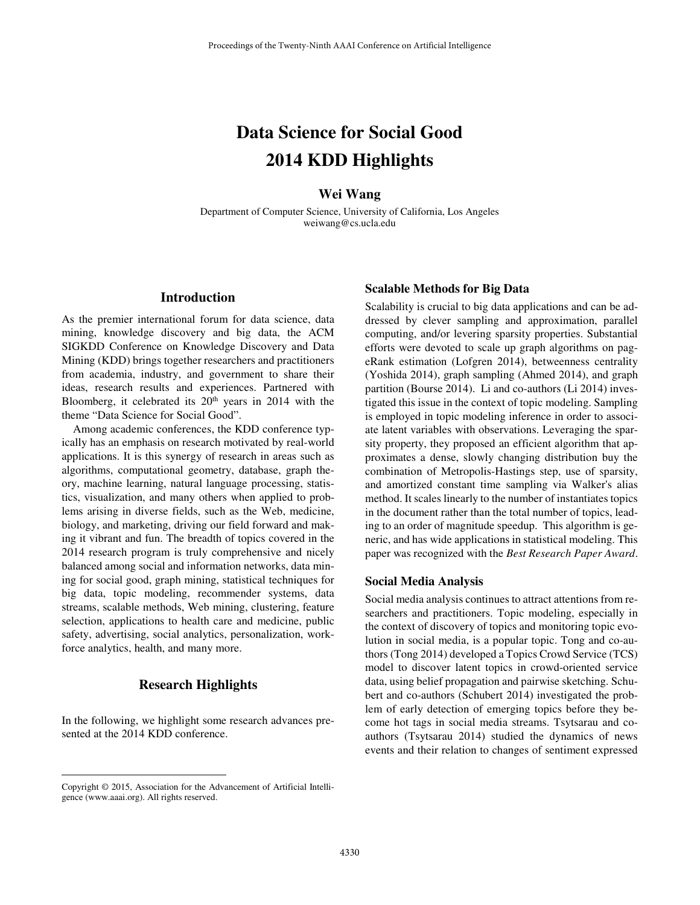# Data Science for Social Good 2014 KDD Highlights

**Wei Wang**

Department of Computer Science, University of California, Los Angeles
weiwang@cs.ucla.edu

## Introduction

As the premier international forum for data science, data mining, knowledge discovery and big data, the ACM SIGKDD Conference on Knowledge Discovery and Data Mining (KDD) brings together researchers and practitioners from academia, industry, and government to share their ideas, research results and experiences. Partnered with Bloomberg, it celebrated its 20th years in 2014 with the theme "Data Science for Social Good".

Among academic conferences, the KDD conference typically has an emphasis on research motivated by real-world applications. It is this synergy of research in areas such as algorithms, computational geometry, database, graph theory, machine learning, natural language processing, statistics, visualization, and many others when applied to problems arising in diverse fields, such as the Web, medicine, biology, and marketing, driving our field forward and making it vibrant and fun. The breadth of topics covered in the 2014 research program is truly comprehensive and nicely balanced among social and information networks, data mining for social good, graph mining, statistical techniques for big data, topic modeling, recommender systems, data streams, scalable methods, Web mining, clustering, feature selection, applications to health care and medicine, public safety, advertising, social analytics, personalization, workforce analytics, health, and many more.

## Research Highlights

In the following, we highlight some research advances presented at the 2014 KDD conference.

### Scalable Methods for Big Data

Scalability is crucial to big data applications and can be addressed by clever sampling and approximation, parallel computing, and/or levering sparsity properties. Substantial efforts were devoted to scale up graph algorithms on pageRank estimation (Lofgren 2014), betweenness centrality (Yoshida 2014), graph sampling (Ahmed 2014), and graph partition (Bourse 2014). Li and co-authors (Li 2014) investigated this issue in the context of topic modeling. Sampling is employed in topic modeling inference in order to associate latent variables with observations. Leveraging the sparsity property, they proposed an efficient algorithm that approximates a dense, slowly changing distribution buy the combination of Metropolis-Hastings step, use of sparsity, and amortized constant time sampling via Walker's alias method. It scales linearly to the number of instantiates topics in the document rather than the total number of topics, leading to an order of magnitude speedup. This algorithm is generic, and has wide applications in statistical modeling. This paper was recognized with the *Best Research Paper Award*.

### Social Media Analysis

Social media analysis continues to attract attentions from researchers and practitioners. Topic modeling, especially in the context of discovery of topics and monitoring topic evolution in social media, is a popular topic. Tong and co-authors (Tong 2014) developed a Topics Crowd Service (TCS) model to discover latent topics in crowd-oriented service data, using belief propagation and pairwise sketching. Schubert and co-authors (Schubert 2014) investigated the problem of early detection of emerging topics before they become hot tags in social media streams. Tsytsarau and co-authors (Tsytsarau 2014) studied the dynamics of news events and their relation to changes of sentiment expressed

---

Copyright © 2015, Association for the Advancement of Artificial Intelligence (www.aaai.org). All rights reserved.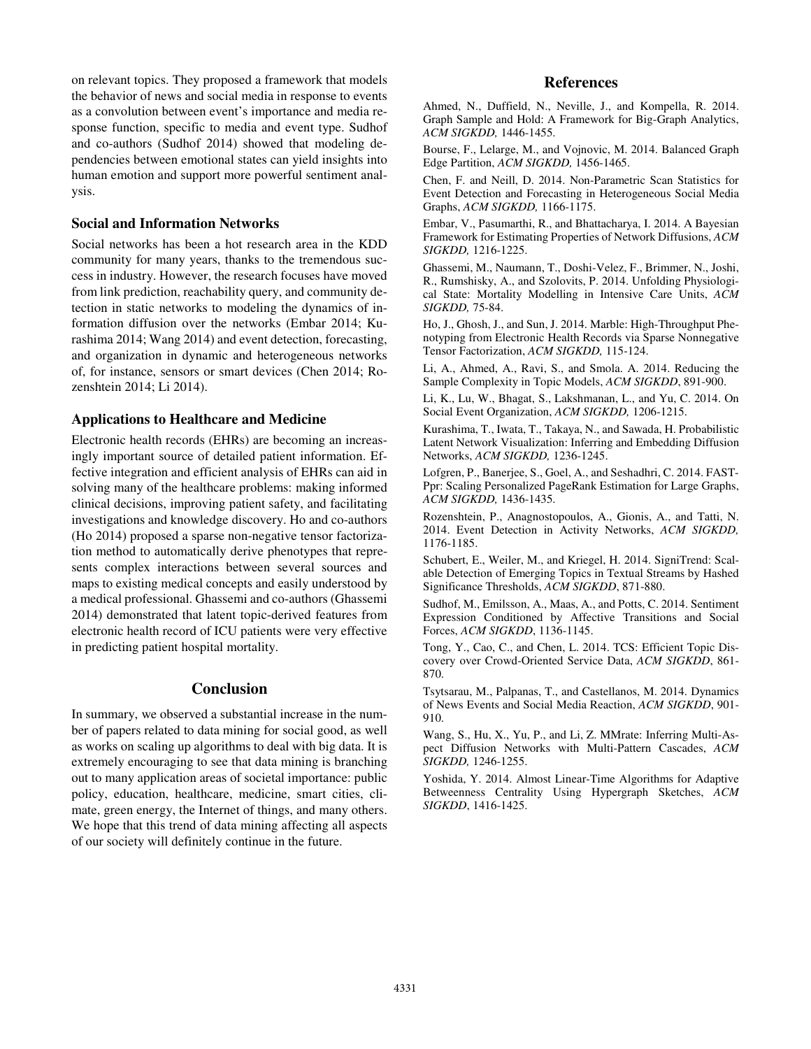on relevant topics. They proposed a framework that models the behavior of news and social media in response to events as a convolution between event's importance and media response function, specific to media and event type. Sudhof and co-authors (Sudhof 2014) showed that modeling dependencies between emotional states can yield insights into human emotion and support more powerful sentiment analysis.

### Social and Information Networks

Social networks has been a hot research area in the KDD community for many years, thanks to the tremendous success in industry. However, the research focuses have moved from link prediction, reachability query, and community detection in static networks to modeling the dynamics of information diffusion over the networks (Embar 2014; Kurashima 2014; Wang 2014) and event detection, forecasting, and organization in dynamic and heterogeneous networks of, for instance, sensors or smart devices (Chen 2014; Rozenshtein 2014; Li 2014).

### Applications to Healthcare and Medicine

Electronic health records (EHRs) are becoming an increasingly important source of detailed patient information. Effective integration and efficient analysis of EHRs can aid in solving many of the healthcare problems: making informed clinical decisions, improving patient safety, and facilitating investigations and knowledge discovery. Ho and co-authors (Ho 2014) proposed a sparse non-negative tensor factorization method to automatically derive phenotypes that represents complex interactions between several sources and maps to existing medical concepts and easily understood by a medical professional. Ghassemi and co-authors (Ghassemi 2014) demonstrated that latent topic-derived features from electronic health record of ICU patients were very effective in predicting patient hospital mortality.

## Conclusion

In summary, we observed a substantial increase in the number of papers related to data mining for social good, as well as works on scaling up algorithms to deal with big data. It is extremely encouraging to see that data mining is branching out to many application areas of societal importance: public policy, education, healthcare, medicine, smart cities, climate, green energy, the Internet of things, and many others. We hope that this trend of data mining affecting all aspects of our society will definitely continue in the future.

## References

Ahmed, N., Duffield, N., Neville, J., and Kompella, R. 2014. Graph Sample and Hold: A Framework for Big-Graph Analytics, *ACM SIGKDD,* 1446-1455.

Bourse, F., Lelarge, M., and Vojnovic, M. 2014. Balanced Graph Edge Partition, *ACM SIGKDD,* 1456-1465.

Chen, F. and Neill, D. 2014. Non-Parametric Scan Statistics for Event Detection and Forecasting in Heterogeneous Social Media Graphs, *ACM SIGKDD,* 1166-1175.

Embar, V., Pasumarthi, R., and Bhattacharya, I. 2014. A Bayesian Framework for Estimating Properties of Network Diffusions, *ACM SIGKDD,* 1216-1225.

Ghassemi, M., Naumann, T., Doshi-Velez, F., Brimmer, N., Joshi, R., Rumshisky, A., and Szolovits, P. 2014. Unfolding Physiological State: Mortality Modelling in Intensive Care Units, *ACM SIGKDD,* 75-84.

Ho, J., Ghosh, J., and Sun, J. 2014. Marble: High-Throughput Phenotyping from Electronic Health Records via Sparse Nonnegative Tensor Factorization, *ACM SIGKDD,* 115-124.

Li, A., Ahmed, A., Ravi, S., and Smola. A. 2014. Reducing the Sample Complexity in Topic Models, *ACM SIGKDD*, 891-900.

Li, K., Lu, W., Bhagat, S., Lakshmanan, L., and Yu, C. 2014. On Social Event Organization, *ACM SIGKDD,* 1206-1215.

Kurashima, T., Iwata, T., Takaya, N., and Sawada, H. Probabilistic Latent Network Visualization: Inferring and Embedding Diffusion Networks, *ACM SIGKDD,* 1236-1245.

Lofgren, P., Banerjee, S., Goel, A., and Seshadhri, C. 2014. FAST-Ppr: Scaling Personalized PageRank Estimation for Large Graphs, *ACM SIGKDD,* 1436-1435.

Rozenshtein, P., Anagnostopoulos, A., Gionis, A., and Tatti, N. 2014. Event Detection in Activity Networks, *ACM SIGKDD,* 1176-1185.

Schubert, E., Weiler, M., and Kriegel, H. 2014. SigniTrend: Scalable Detection of Emerging Topics in Textual Streams by Hashed Significance Thresholds, *ACM SIGKDD*, 871-880.

Sudhof, M., Emilsson, A., Maas, A., and Potts, C. 2014. Sentiment Expression Conditioned by Affective Transitions and Social Forces, *ACM SIGKDD,* 1136-1145.

Tong, Y., Cao, C., and Chen, L. 2014. TCS: Efficient Topic Discovery over Crowd-Oriented Service Data, *ACM SIGKDD*, 861-870.

Tsytsarau, M., Palpanas, T., and Castellanos, M. 2014. Dynamics of News Events and Social Media Reaction, *ACM SIGKDD*, 901-910.

Wang, S., Hu, X., Yu, P., and Li, Z. MMrate: Inferring Multi-Aspect Diffusion Networks with Multi-Pattern Cascades, *ACM SIGKDD,* 1246-1255.

Yoshida, Y. 2014. Almost Linear-Time Algorithms for Adaptive Betweenness Centrality Using Hypergraph Sketches, *ACM SIGKDD*, 1416-1425.